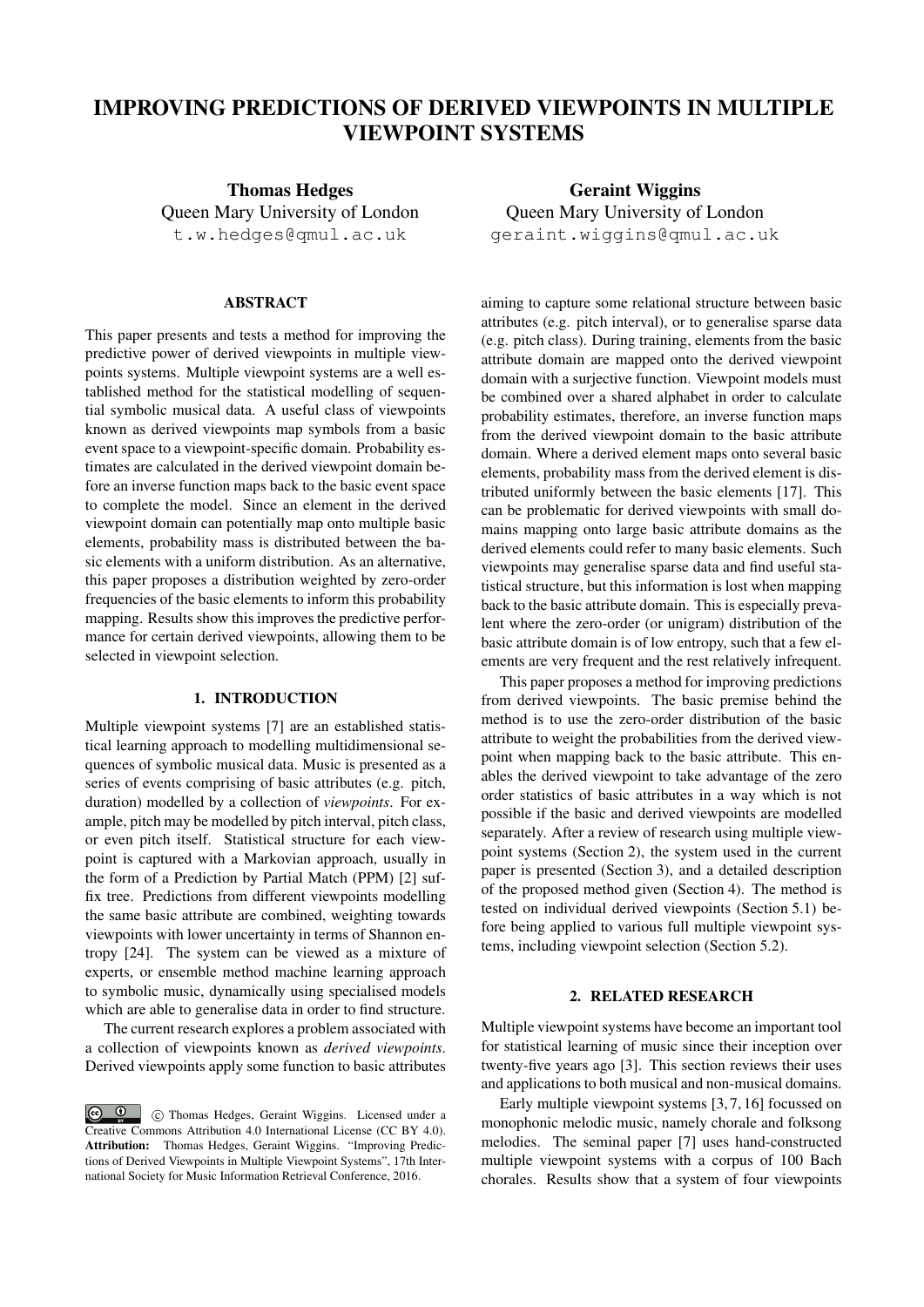# IMPROVING PREDICTIONS OF DERIVED VIEWPOINTS IN MULTIPLE VIEWPOINT SYSTEMS

**Thomas Hedges**
Queen Mary University of London
t.w.hedges@qmul.ac.uk

**Geraint Wiggins**
Queen Mary University of London
geraint.wiggins@qmul.ac.uk

## ABSTRACT

This paper presents and tests a method for improving the predictive power of derived viewpoints in multiple viewpoints systems. Multiple viewpoint systems are a well established method for the statistical modelling of sequential symbolic musical data. A useful class of viewpoints known as derived viewpoints map symbols from a basic event space to a viewpoint-specific domain. Probability estimates are calculated in the derived viewpoint domain before an inverse function maps back to the basic event space to complete the model. Since an element in the derived viewpoint domain can potentially map onto multiple basic elements, probability mass is distributed between the basic elements with a uniform distribution. As an alternative, this paper proposes a distribution weighted by zero-order frequencies of the basic elements to inform this probability mapping. Results show this improves the predictive performance for certain derived viewpoints, allowing them to be selected in viewpoint selection.

## 1. INTRODUCTION

Multiple viewpoint systems [7] are an established statistical learning approach to modelling multidimensional sequences of symbolic musical data. Music is presented as a series of events comprising of basic attributes (e.g. pitch, duration) modelled by a collection of *viewpoints*. For example, pitch may be modelled by pitch interval, pitch class, or even pitch itself. Statistical structure for each viewpoint is captured with a Markovian approach, usually in the form of a Prediction by Partial Match (PPM) [2] suffix tree. Predictions from different viewpoints modelling the same basic attribute are combined, weighting towards viewpoints with lower uncertainty in terms of Shannon entropy [24]. The system can be viewed as a mixture of experts, or ensemble method machine learning approach to symbolic music, dynamically using specialised models which are able to generalise data in order to find structure.

The current research explores a problem associated with a collection of viewpoints known as *derived viewpoints*. Derived viewpoints apply some function to basic attributes aiming to capture some relational structure between basic attributes (e.g. pitch interval), or to generalise sparse data (e.g. pitch class). During training, elements from the basic attribute domain are mapped onto the derived viewpoint domain with a surjective function. Viewpoint models must be combined over a shared alphabet in order to calculate probability estimates, therefore, an inverse function maps from the derived viewpoint domain to the basic attribute domain. Where a derived element maps onto several basic elements, probability mass from the derived element is distributed uniformly between the basic elements [17]. This can be problematic for derived viewpoints with small domains mapping onto large basic attribute domains as the derived elements could refer to many basic elements. Such viewpoints may generalise sparse data and find useful statistical structure, but this information is lost when mapping back to the basic attribute domain. This is especially prevalent where the zero-order (or unigram) distribution of the basic attribute domain is of low entropy, such that a few elements are very frequent and the rest relatively infrequent.

This paper proposes a method for improving predictions from derived viewpoints. The basic premise behind the method is to use the zero-order distribution of the basic attribute to weight the probabilities from the derived viewpoint when mapping back to the basic attribute. This enables the derived viewpoint to take advantage of the zero order statistics of basic attributes in a way which is not possible if the basic and derived viewpoints are modelled separately. After a review of research using multiple viewpoint systems (Section 2), the system used in the current paper is presented (Section 3), and a detailed description of the proposed method given (Section 4). The method is tested on individual derived viewpoints (Section 5.1) before being applied to various full multiple viewpoint systems, including viewpoint selection (Section 5.2).

## 2. RELATED RESEARCH

Multiple viewpoint systems have become an important tool for statistical learning of music since their inception over twenty-five years ago [3]. This section reviews their uses and applications to both musical and non-musical domains.

Early multiple viewpoint systems [3, 7, 16] focussed on monophonic melodic music, namely chorale and folksong melodies. The seminal paper [7] uses hand-constructed multiple viewpoint systems with a corpus of 100 Bach chorales. Results show that a system of four viewpoints

© Thomas Hedges, Geraint Wiggins. Licensed under a Creative Commons Attribution 4.0 International License (CC BY 4.0). **Attribution:** Thomas Hedges, Geraint Wiggins. "Improving Predictions of Derived Viewpoints in Multiple Viewpoint Systems", 17th International Society for Music Information Retrieval Conference, 2016.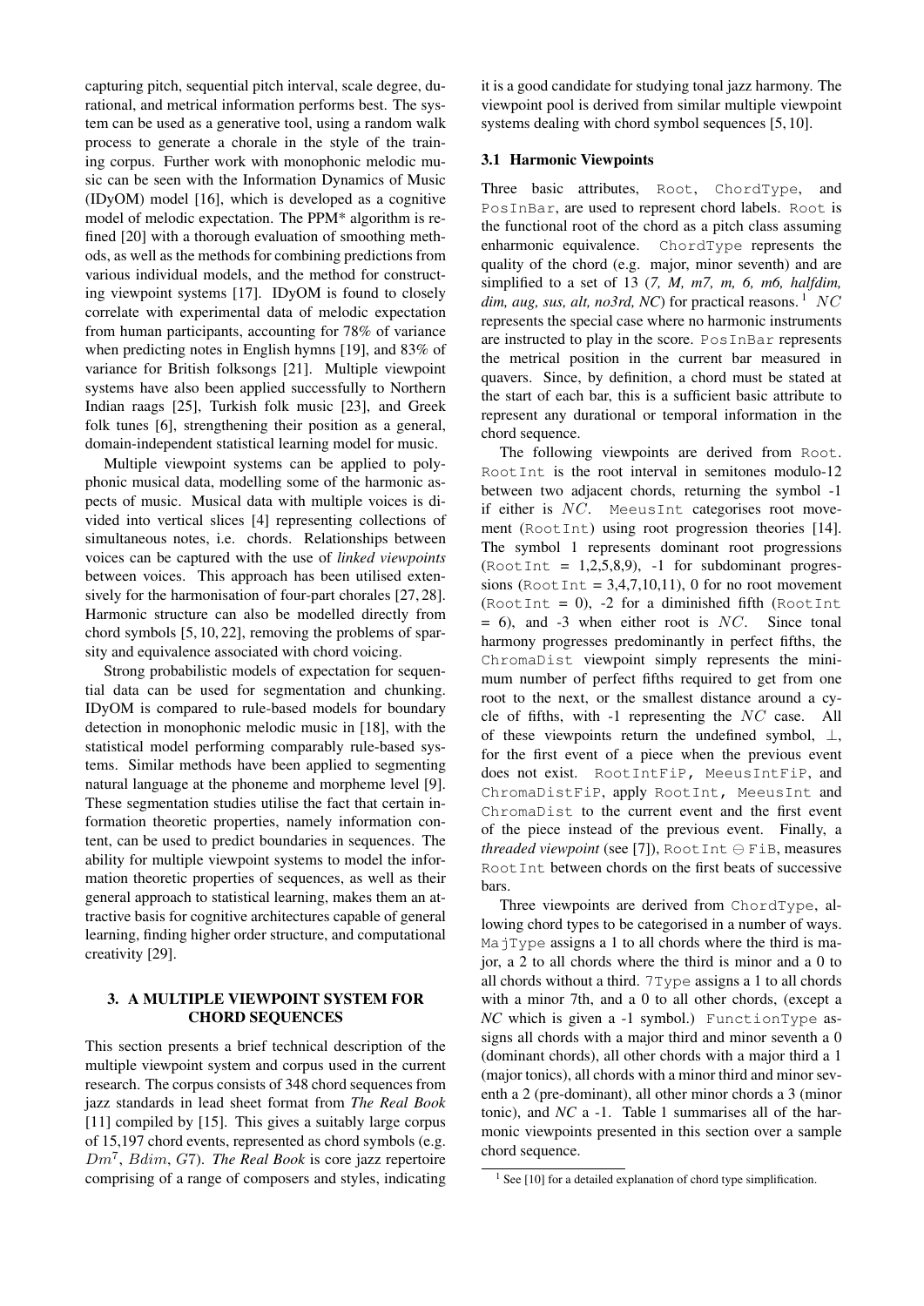capturing pitch, sequential pitch interval, scale degree, durational, and metrical information performs best. The system can be used as a generative tool, using a random walk process to generate a chorale in the style of the training corpus. Further work with monophonic melodic music can be seen with the Information Dynamics of Music (IDyOM) model [16], which is developed as a cognitive model of melodic expectation. The PPM* algorithm is refined [20] with a thorough evaluation of smoothing methods, as well as the methods for combining predictions from various individual models, and the method for constructing viewpoint systems [17]. IDyOM is found to closely correlate with experimental data of melodic expectation from human participants, accounting for 78% of variance when predicting notes in English hymns [19], and 83% of variance for British folksongs [21]. Multiple viewpoint systems have also been applied successfully to Northern Indian raags [25], Turkish folk music [23], and Greek folk tunes [6], strengthening their position as a general, domain-independent statistical learning model for music.

Multiple viewpoint systems can be applied to polyphonic musical data, modelling some of the harmonic aspects of music. Musical data with multiple voices is divided into vertical slices [4] representing collections of simultaneous notes, i.e. chords. Relationships between voices can be captured with the use of *linked viewpoints* between voices. This approach has been utilised extensively for the harmonisation of four-part chorales [27, 28]. Harmonic structure can also be modelled directly from chord symbols [5, 10, 22], removing the problems of sparsity and equivalence associated with chord voicing.

Strong probabilistic models of expectation for sequential data can be used for segmentation and chunking. IDyOM is compared to rule-based models for boundary detection in monophonic melodic music in [18], with the statistical model performing comparably rule-based systems. Similar methods have been applied to segmenting natural language at the phoneme and morpheme level [9]. These segmentation studies utilise the fact that certain information theoretic properties, namely information content, can be used to predict boundaries in sequences. The ability for multiple viewpoint systems to model the information theoretic properties of sequences, as well as their general approach to statistical learning, makes them an attractive basis for cognitive architectures capable of general learning, finding higher order structure, and computational creativity [29].

## 3. A MULTIPLE VIEWPOINT SYSTEM FOR CHORD SEQUENCES

This section presents a brief technical description of the multiple viewpoint system and corpus used in the current research. The corpus consists of 348 chord sequences from jazz standards in lead sheet format from *The Real Book* [11] compiled by [15]. This gives a suitably large corpus of 15,197 chord events, represented as chord symbols (e.g. $Dm^7$, $Bdim$, $G7$). *The Real Book* is core jazz repertoire comprising of a range of composers and styles, indicating it is a good candidate for studying tonal jazz harmony. The viewpoint pool is derived from similar multiple viewpoint systems dealing with chord symbol sequences [5, 10].

### 3.1 Harmonic Viewpoints

Three basic attributes, `Root`, `ChordType`, and `PosInBar`, are used to represent chord labels. `Root` is the functional root of the chord as a pitch class assuming enharmonic equivalence. `ChordType` represents the quality of the chord (e.g. major, minor seventh) and are simplified to a set of 13 (*7, M, m7, m, 6, m6, halfdim, dim, aug, sus, alt, no3rd, NC*) for practical reasons. [1] $NC$ represents the special case where no harmonic instruments are instructed to play in the score. `PosInBar` represents the metrical position in the current bar measured in quavers. Since, by definition, a chord must be stated at the start of each bar, this is a sufficient basic attribute to represent any durational or temporal information in the chord sequence.

The following viewpoints are derived from `Root`. `RootInt` is the root interval in semitones modulo-12 between two adjacent chords, returning the symbol -1 if either is $NC$. `MeeusInt` categorises root movement (`RootInt`) using root progression theories [14]. The symbol 1 represents dominant root progressions (`RootInt` = 1,2,5,8,9), -1 for subdominant progressions (`RootInt` = 3,4,7,10,11), 0 for no root movement (`RootInt` = 0), -2 for a diminished fifth (`RootInt` = 6), and -3 when either root is $NC$. Since tonal harmony progresses predominantly in perfect fifths, the `ChromaDist` viewpoint simply represents the minimum number of perfect fifths required to get from one root to the next, or the smallest distance around a cycle of fifths, with -1 representing the $NC$ case. All of these viewpoints return the undefined symbol, $\perp$, for the first event of a piece when the previous event does not exist. `RootIntFiP`, `MeeusIntFiP`, and `ChromaDistFiP`, apply `RootInt`, `MeeusInt` and `ChromaDist` to the current event and the first event of the piece instead of the previous event. Finally, a *threaded viewpoint* (see [7]), `RootInt` $\ominus$ `FiB`, measures `RootInt` between chords on the first beats of successive bars.

Three viewpoints are derived from `ChordType`, allowing chord types to be categorised in a number of ways. `MajType` assigns a 1 to all chords where the third is major, a 2 to all chords where the third is minor and a 0 to all chords without a third. `7Type` assigns a 1 to all chords with a minor 7th, and a 0 to all other chords, (except a *NC* which is given a -1 symbol.) `FunctionType` assigns all chords with a major third and minor seventh a 0 (dominant chords), all other chords with a major third a 1 (major tonics), all chords with a minor third and minor seventh a 2 (pre-dominant), all other minor chords a 3 (minor tonic), and *NC* a -1. Table 1 summarises all of the harmonic viewpoints presented in this section over a sample chord sequence.

[1] See [10] for a detailed explanation of chord type simplification.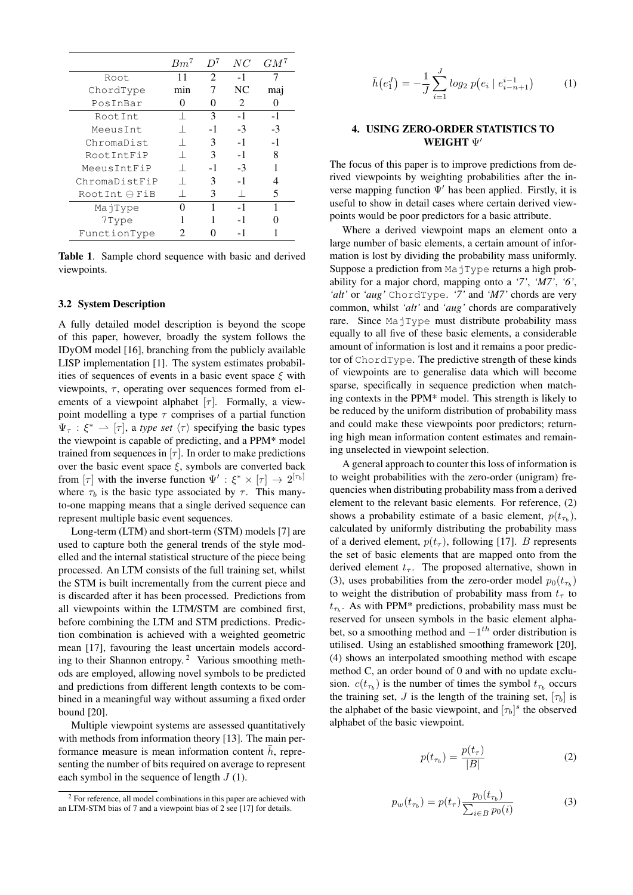| | $Bm^7$ | $D^7$ | $NC$ | $GM^7$ |
|---|---|---|---|---|
| Root | 11 | 2 | -1 | 7 |
| ChordType | min | 7 | NC | maj |
| PosInBar | 0 | 0 | 2 | 0 |
| RootInt | ⊥ | 3 | -1 | -1 |
| MeeusInt | ⊥ | -1 | -3 | -3 |
| ChromaDist | ⊥ | 3 | -1 | -1 |
| RootIntFiP | ⊥ | 3 | -1 | 8 |
| MeeusIntFiP | ⊥ | -1 | -3 | 1 |
| ChromaDistFiP | ⊥ | 3 | -1 | 4 |
| RootInt ⊖ FiB | ⊥ | 3 | ⊥ | 5 |
| MajType | 0 | 1 | -1 | 1 |
| 7Type | 1 | 1 | -1 | 0 |
| FunctionType | 2 | 0 | -1 | 1 |

**Table 1**. Sample chord sequence with basic and derived viewpoints.

### 3.2 System Description

A fully detailed model description is beyond the scope of this paper, however, broadly the system follows the IDyOM model [16], branching from the publicly available LISP implementation [1]. The system estimates probabilities of sequences of events in a basic event space $\xi$ with viewpoints, $\tau$, operating over sequences formed from elements of a viewpoint alphabet $[\tau]$. Formally, a viewpoint modelling a type $\tau$ comprises of a partial function $\Psi_\tau : \xi^* \rightharpoonup [\tau]$, a *type set* $\langle\tau\rangle$ specifying the basic types the viewpoint is capable of predicting, and a PPM* model trained from sequences in $[\tau]$. In order to make predictions over the basic event space $\xi$, symbols are converted back from $[\tau]$ with the inverse function $\Psi' : \xi^* \times [\tau] \rightarrow 2^{[\tau_b]}$ where $\tau_b$ is the basic type associated by $\tau$. This many-to-one mapping means that a single derived sequence can represent multiple basic event sequences.

Long-term (LTM) and short-term (STM) models [7] are used to capture both the general trends of the style modelled and the internal statistical structure of the piece being processed. An LTM consists of the full training set, whilst the STM is built incrementally from the current piece and is discarded after it has been processed. Predictions from all viewpoints within the LTM/STM are combined first, before combining the LTM and STM predictions. Prediction combination is achieved with a weighted geometric mean [17], favouring the least uncertain models according to their Shannon entropy. [2] Various smoothing methods are employed, allowing novel symbols to be predicted and predictions from different length contexts to be combined in a meaningful way without assuming a fixed order bound [20].

Multiple viewpoint systems are assessed quantitatively with methods from information theory [13]. The main performance measure is mean information content $\bar{h}$, representing the number of bits required on average to represent each symbol in the sequence of length $J$ (1).

[2] For reference, all model combinations in this paper are achieved with an LTM-STM bias of 7 and a viewpoint bias of 2 see [17] for details.

$$\bar{h}(e_1^J) = -\frac{1}{J}\sum_{i=1}^{J} log_2\ p\big(e_i \mid e_{i-n+1}^{i-1}\big) \tag{1}$$

## 4. USING ZERO-ORDER STATISTICS TO WEIGHT $\Psi'$

The focus of this paper is to improve predictions from derived viewpoints by weighting probabilities after the inverse mapping function $\Psi'$ has been applied. Firstly, it is useful to show in detail cases where certain derived viewpoints would be poor predictors for a basic attribute.

Where a derived viewpoint maps an element onto a large number of basic elements, a certain amount of information is lost by dividing the probability mass uniformly. Suppose a prediction from MajType returns a high probability for a major chord, mapping onto a *'7'*, *'M7'*, *'6'*, *'alt'* or *'aug'* ChordType. *'7'* and *'M7'* chords are very common, whilst *'alt'* and *'aug'* chords are comparatively rare. Since MajType must distribute probability mass equally to all five of these basic elements, a considerable amount of information is lost and it remains a poor predictor of ChordType. The predictive strength of these kinds of viewpoints are to generalise data which will become sparse, specifically in sequence prediction when matching contexts in the PPM* model. This strength is likely to be reduced by the uniform distribution of probability mass and could make these viewpoints poor predictors; returning high mean information content estimates and remaining unselected in viewpoint selection.

A general approach to counter this loss of information is to weight probabilities with the zero-order (unigram) frequencies when distributing probability mass from a derived element to the relevant basic elements. For reference, (2) shows a probability estimate of a basic element, $p(t_{\tau_b})$, calculated by uniformly distributing the probability mass of a derived element, $p(t_\tau)$, following [17]. $B$ represents the set of basic elements that are mapped onto from the derived element $t_\tau$. The proposed alternative, shown in (3), uses probabilities from the zero-order model $p_0(t_{\tau_b})$ to weight the distribution of probability mass from $t_\tau$ to $t_{\tau_b}$. As with PPM* predictions, probability mass must be reserved for unseen symbols in the basic element alphabet, so a smoothing method and $-1^{th}$ order distribution is utilised. Using an established smoothing framework [20], (4) shows an interpolated smoothing method with escape method C, an order bound of 0 and with no update exclusion. $c(t_{\tau_b})$ is the number of times the symbol $t_{\tau_b}$ occurs the training set, $J$ is the length of the training set, $[\tau_b]$ is the alphabet of the basic viewpoint, and $[\tau_b]^s$ the observed alphabet of the basic viewpoint.

$$p(t_{\tau_b}) = \frac{p(t_\tau)}{|B|} \tag{2}$$

$$p_w(t_{\tau_b}) = p(t_\tau)\frac{p_0(t_{\tau_b})}{\sum_{i\in B} p_0(i)} \tag{3}$$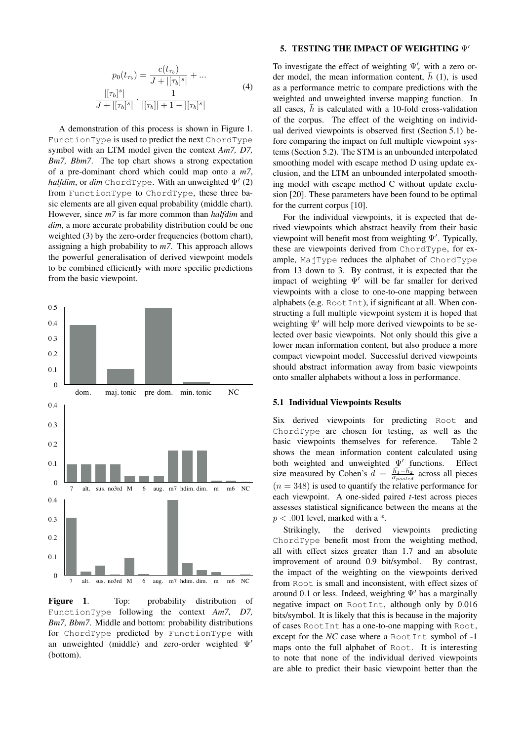$$p_0(t_{\tau_b}) = \frac{c(t_{\tau_b})}{J + |[\tau_b]^s|} + ... \\ \frac{|[\tau_b]^s|}{J + |[\tau_b]^s|} \cdot \frac{1}{|[\tau_b]| + 1 - |[\tau_b]^s|} \quad (4)$$

A demonstration of this process is shown in Figure 1. FunctionType is used to predict the next ChordType symbol with an LTM model given the context *Am7, D7, Bm7, Bbm7*. The top chart shows a strong expectation of a pre-dominant chord which could map onto a *m7*, *halfdim*, or *dim* ChordType. With an unweighted $\Psi'$ (2) from FunctionType to ChordType, these three basic elements are all given equal probability (middle chart). However, since *m7* is far more common than *halfdim* and *dim*, a more accurate probability distribution could be one weighted (3) by the zero-order frequencies (bottom chart), assigning a high probability to *m7*. This approach allows the powerful generalisation of derived viewpoint models to be combined efficiently with more specific predictions from the basic viewpoint.

**Figure 1**. Top: probability distribution of FunctionType following the context *Am7, D7, Bm7, Bbm7*. Middle and bottom: probability distributions for ChordType predicted by FunctionType with an unweighted (middle) and zero-order weighted $\Psi'$ (bottom).

## 5. TESTING THE IMPACT OF WEIGHTING $\Psi'$

To investigate the effect of weighting $\Psi'_\tau$ with a zero order model, the mean information content, $\bar{h}$ (1), is used as a performance metric to compare predictions with the weighted and unweighted inverse mapping function. In all cases, $\bar{h}$ is calculated with a 10-fold cross-validation of the corpus. The effect of the weighting on individual derived viewpoints is observed first (Section 5.1) before comparing the impact on full multiple viewpoint systems (Section 5.2). The STM is an unbounded interpolated smoothing model with escape method D using update exclusion, and the LTM an unbounded interpolated smoothing model with escape method C without update exclusion [20]. These parameters have been found to be optimal for the current corpus [10].

For the individual viewpoints, it is expected that derived viewpoints which abstract heavily from their basic viewpoint will benefit most from weighting $\Psi'$. Typically, these are viewpoints derived from ChordType, for example, MajType reduces the alphabet of ChordType from 13 down to 3. By contrast, it is expected that the impact of weighting $\Psi'$ will be far smaller for derived viewpoints with a close to one-to-one mapping between alphabets (e.g. RootInt), if significant at all. When constructing a full multiple viewpoint system it is hoped that weighting $\Psi'$ will help more derived viewpoints to be selected over basic viewpoints. Not only should this give a lower mean information content, but also produce a more compact viewpoint model. Successful derived viewpoints should abstract information away from basic viewpoints onto smaller alphabets without a loss in performance.

### 5.1 Individual Viewpoints Results

Six derived viewpoints for predicting Root and ChordType are chosen for testing, as well as the basic viewpoints themselves for reference. Table 2 shows the mean information content calculated using both weighted and unweighted $\Psi'$ functions. Effect size measured by Cohen's $d = \frac{\bar{h}_1 - \bar{h}_2}{\sigma_{pooled}}$ across all pieces ($n = 348$) is used to quantify the relative performance for each viewpoint. A one-sided paired *t*-test across pieces assesses statistical significance between the means at the $p < .001$ level, marked with a *.

Strikingly, the derived viewpoints predicting ChordType benefit most from the weighting method, all with effect sizes greater than 1.7 and an absolute improvement of around 0.9 bit/symbol. By contrast, the impact of the weighting on the viewpoints derived from Root is small and inconsistent, with effect sizes of around 0.1 or less. Indeed, weighting $\Psi'$ has a marginally negative impact on RootInt, although only by 0.016 bits/symbol. It is likely that this is because in the majority of cases RootInt has a one-to-one mapping with Root, except for the *NC* case where a RootInt symbol of -1 maps onto the full alphabet of Root. It is interesting to note that none of the individual derived viewpoints are able to predict their basic viewpoint better than the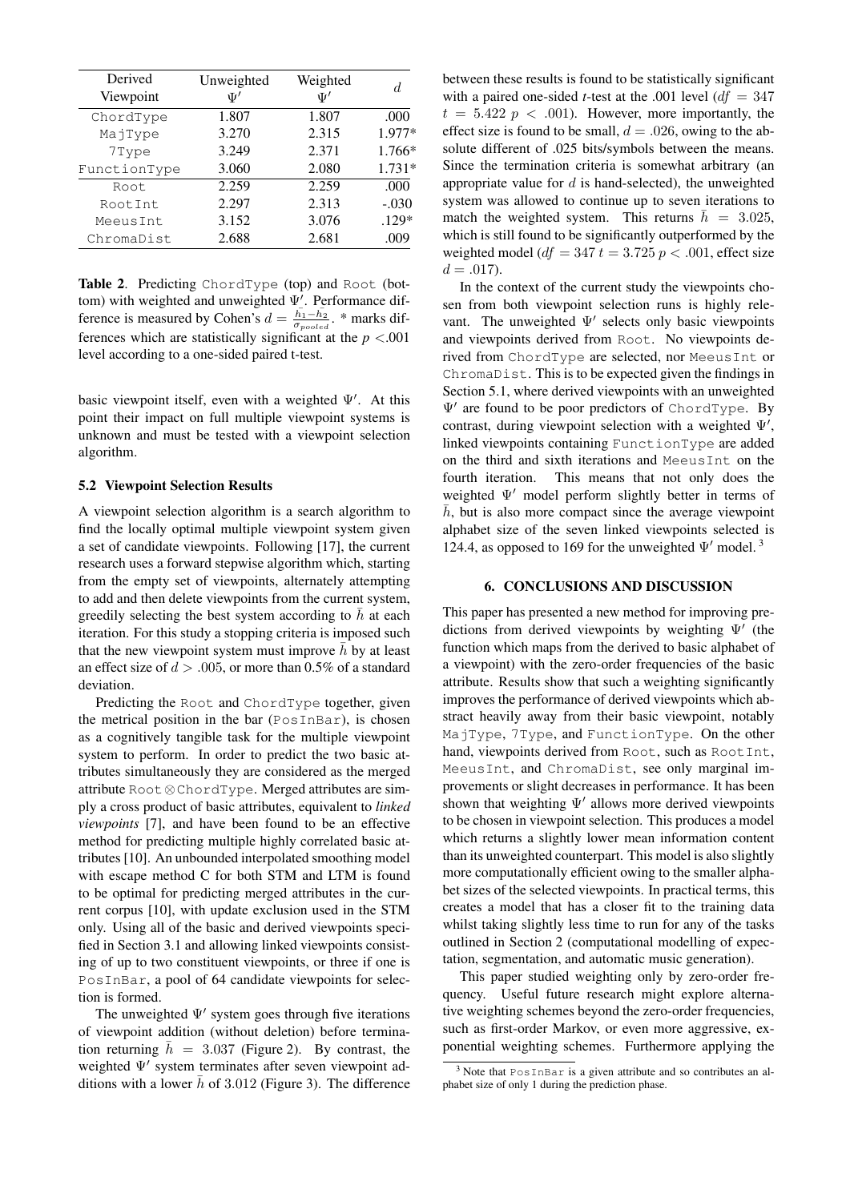| Derived Viewpoint | Unweighted $\Psi'$ | Weighted $\Psi'$ | $d$ |
|---|---|---|---|
| ChordType | 1.807 | 1.807 | .000 |
| MajType | 3.270 | 2.315 | 1.977* |
| 7Type | 3.249 | 2.371 | 1.766* |
| FunctionType | 3.060 | 2.080 | 1.731* |
| Root | 2.259 | 2.259 | .000 |
| RootInt | 2.297 | 2.313 | -.030 |
| MeeusInt | 3.152 | 3.076 | .129* |
| ChromaDist | 2.688 | 2.681 | .009 |

**Table 2**. Predicting ChordType (top) and Root (bottom) with weighted and unweighted $\Psi'$. Performance difference is measured by Cohen's $d = \frac{\bar{h}_1 - \bar{h}_2}{\sigma_{pooled}}$. * marks differences which are statistically significant at the $p < .001$ level according to a one-sided paired t-test.

basic viewpoint itself, even with a weighted $\Psi'$. At this point their impact on full multiple viewpoint systems is unknown and must be tested with a viewpoint selection algorithm.

### 5.2 Viewpoint Selection Results

A viewpoint selection algorithm is a search algorithm to find the locally optimal multiple viewpoint system given a set of candidate viewpoints. Following [17], the current research uses a forward stepwise algorithm which, starting from the empty set of viewpoints, alternately attempting to add and then delete viewpoints from the current system, greedily selecting the best system according to $\bar{h}$ at each iteration. For this study a stopping criteria is imposed such that the new viewpoint system must improve $\bar{h}$ by at least an effect size of $d > .005$, or more than 0.5% of a standard deviation.

Predicting the Root and ChordType together, given the metrical position in the bar (PosInBar), is chosen as a cognitively tangible task for the multiple viewpoint system to perform. In order to predict the two basic attributes simultaneously they are considered as the merged attribute Root $\otimes$ ChordType. Merged attributes are simply a cross product of basic attributes, equivalent to *linked viewpoints* [7], and have been found to be an effective method for predicting multiple highly correlated basic attributes [10]. An unbounded interpolated smoothing model with escape method C for both STM and LTM is found to be optimal for predicting merged attributes in the current corpus [10], with update exclusion used in the STM only. Using all of the basic and derived viewpoints specified in Section 3.1 and allowing linked viewpoints consisting of up to two constituent viewpoints, or three if one is PosInBar, a pool of 64 candidate viewpoints for selection is formed.

The unweighted $\Psi'$ system goes through five iterations of viewpoint addition (without deletion) before termination returning $\bar{h} = 3.037$ (Figure 2). By contrast, the weighted $\Psi'$ system terminates after seven viewpoint additions with a lower $\bar{h}$ of 3.012 (Figure 3). The difference between these results is found to be statistically significant with a paired one-sided *t*-test at the .001 level ($df = 347$ $t = 5.422$ $p < .001$). However, more importantly, the effect size is found to be small, $d = .026$, owing to the absolute different of .025 bits/symbols between the means. Since the termination criteria is somewhat arbitrary (an appropriate value for $d$ is hand-selected), the unweighted system was allowed to continue up to seven iterations to match the weighted system. This returns $\bar{h} = 3.025$, which is still found to be significantly outperformed by the weighted model ($df = 347$ $t = 3.725$ $p < .001$, effect size $d = .017$).

In the context of the current study the viewpoints chosen from both viewpoint selection runs is highly relevant. The unweighted $\Psi'$ selects only basic viewpoints and viewpoints derived from Root. No viewpoints derived from ChordType are selected, nor MeeusInt or ChromaDist. This is to be expected given the findings in Section 5.1, where derived viewpoints with an unweighted $\Psi'$ are found to be poor predictors of ChordType. By contrast, during viewpoint selection with a weighted $\Psi'$, linked viewpoints containing FunctionType are added on the third and sixth iterations and MeeusInt on the fourth iteration. This means that not only does the weighted $\Psi'$ model perform slightly better in terms of $\bar{h}$, but is also more compact since the average viewpoint alphabet size of the seven linked viewpoints selected is 124.4, as opposed to 169 for the unweighted $\Psi'$ model. [3]

## 6. CONCLUSIONS AND DISCUSSION

This paper has presented a new method for improving predictions from derived viewpoints by weighting $\Psi'$ (the function which maps from the derived to basic alphabet of a viewpoint) with the zero-order frequencies of the basic attribute. Results show that such a weighting significantly improves the performance of derived viewpoints which abstract heavily away from their basic viewpoint, notably MajType, 7Type, and FunctionType. On the other hand, viewpoints derived from Root, such as RootInt, MeeusInt, and ChromaDist, see only marginal improvements or slight decreases in performance. It has been shown that weighting $\Psi'$ allows more derived viewpoints to be chosen in viewpoint selection. This produces a model which returns a slightly lower mean information content than its unweighted counterpart. This model is also slightly more computationally efficient owing to the smaller alphabet sizes of the selected viewpoints. In practical terms, this creates a model that has a closer fit to the training data whilst taking slightly less time to run for any of the tasks outlined in Section 2 (computational modelling of expectation, segmentation, and automatic music generation).

This paper studied weighting only by zero-order frequency. Useful future research might explore alternative weighting schemes beyond the zero-order frequencies, such as first-order Markov, or even more aggressive, exponential weighting schemes. Furthermore applying the

[3] Note that PosInBar is a given attribute and so contributes an alphabet size of only 1 during the prediction phase.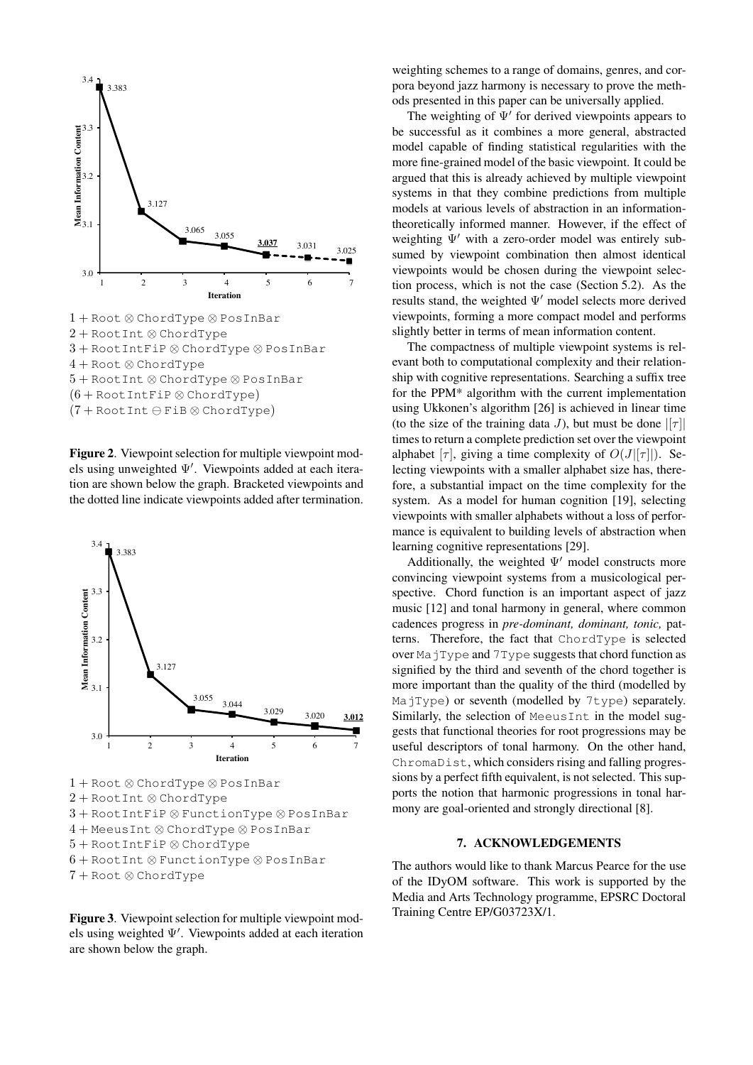1 + Root ⊗ ChordType ⊗ PosInBar
2 + RootInt ⊗ ChordType
3 + RootIntFiP ⊗ ChordType ⊗ PosInBar
4 + Root ⊗ ChordType
5 + RootInt ⊗ ChordType ⊗ PosInBar
(6 + RootIntFiP ⊗ ChordType)
(7 + RootInt ⊖ FiB ⊗ ChordType)

**Figure 2**. Viewpoint selection for multiple viewpoint models using unweighted $\Psi'$. Viewpoints added at each iteration are shown below the graph. Bracketed viewpoints and the dotted line indicate viewpoints added after termination.

1 + Root ⊗ ChordType ⊗ PosInBar
2 + RootInt ⊗ ChordType
3 + RootIntFiP ⊗ FunctionType ⊗ PosInBar
4 + MeeusInt ⊗ ChordType ⊗ PosInBar
5 + RootIntFiP ⊗ ChordType
6 + RootInt ⊗ FunctionType ⊗ PosInBar
7 + Root ⊗ ChordType

**Figure 3**. Viewpoint selection for multiple viewpoint models using weighted $\Psi'$. Viewpoints added at each iteration are shown below the graph.

weighting schemes to a range of domains, genres, and corpora beyond jazz harmony is necessary to prove the methods presented in this paper can be universally applied.

The weighting of $\Psi'$ for derived viewpoints appears to be successful as it combines a more general, abstracted model capable of finding statistical regularities with the more fine-grained model of the basic viewpoint. It could be argued that this is already achieved by multiple viewpoint systems in that they combine predictions from multiple models at various levels of abstraction in an information-theoretically informed manner. However, if the effect of weighting $\Psi'$ with a zero-order model was entirely subsumed by viewpoint combination then almost identical viewpoints would be chosen during the viewpoint selection process, which is not the case (Section 5.2). As the results stand, the weighted $\Psi'$ model selects more derived viewpoints, forming a more compact model and performs slightly better in terms of mean information content.

The compactness of multiple viewpoint systems is relevant both to computational complexity and their relationship with cognitive representations. Searching a suffix tree for the PPM* algorithm with the current implementation using Ukkonen's algorithm [26] is achieved in linear time (to the size of the training data $J$), but must be done $|[\tau]|$ times to return a complete prediction set over the viewpoint alphabet $[\tau]$, giving a time complexity of $O(J|[\tau]|)$. Selecting viewpoints with a smaller alphabet size has, therefore, a substantial impact on the time complexity for the system. As a model for human cognition [19], selecting viewpoints with smaller alphabets without a loss of performance is equivalent to building levels of abstraction when learning cognitive representations [29].

Additionally, the weighted $\Psi'$ model constructs more convincing viewpoint systems from a musicological perspective. Chord function is an important aspect of jazz music [12] and tonal harmony in general, where common cadences progress in *pre-dominant, dominant, tonic,* patterns. Therefore, the fact that ChordType is selected over MajType and 7Type suggests that chord function as signified by the third and seventh of the chord together is more important than the quality of the third (modelled by MajType) or seventh (modelled by 7type) separately. Similarly, the selection of MeeusInt in the model suggests that functional theories for root progressions may be useful descriptors of tonal harmony. On the other hand, ChromaDist, which considers rising and falling progressions by a perfect fifth equivalent, is not selected. This supports the notion that harmonic progressions in tonal harmony are goal-oriented and strongly directional [8].

## 7. ACKNOWLEDGEMENTS

The authors would like to thank Marcus Pearce for the use of the IDyOM software. This work is supported by the Media and Arts Technology programme, EPSRC Doctoral Training Centre EP/G03723X/1.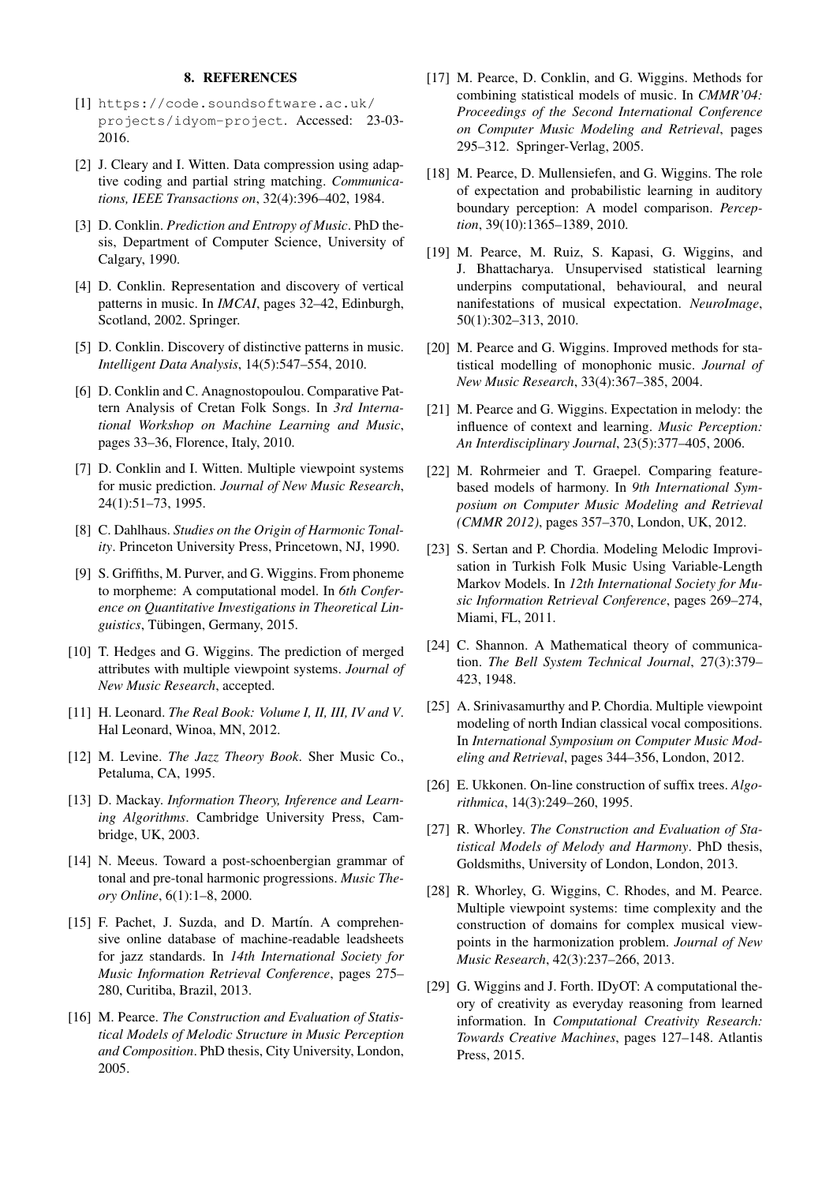## 8. REFERENCES

[1] https://code.soundsoftware.ac.uk/projects/idyom-project. Accessed: 23-03-2016.

[2] J. Cleary and I. Witten. Data compression using adaptive coding and partial string matching. *Communications, IEEE Transactions on*, 32(4):396–402, 1984.

[3] D. Conklin. *Prediction and Entropy of Music*. PhD thesis, Department of Computer Science, University of Calgary, 1990.

[4] D. Conklin. Representation and discovery of vertical patterns in music. In *IMCAI*, pages 32–42, Edinburgh, Scotland, 2002. Springer.

[5] D. Conklin. Discovery of distinctive patterns in music. *Intelligent Data Analysis*, 14(5):547–554, 2010.

[6] D. Conklin and C. Anagnostopoulou. Comparative Pattern Analysis of Cretan Folk Songs. In *3rd International Workshop on Machine Learning and Music*, pages 33–36, Florence, Italy, 2010.

[7] D. Conklin and I. Witten. Multiple viewpoint systems for music prediction. *Journal of New Music Research*, 24(1):51–73, 1995.

[8] C. Dahlhaus. *Studies on the Origin of Harmonic Tonality*. Princeton University Press, Princetown, NJ, 1990.

[9] S. Griffiths, M. Purver, and G. Wiggins. From phoneme to morpheme: A computational model. In *6th Conference on Quantitative Investigations in Theoretical Linguistics*, Tübingen, Germany, 2015.

[10] T. Hedges and G. Wiggins. The prediction of merged attributes with multiple viewpoint systems. *Journal of New Music Research*, accepted.

[11] H. Leonard. *The Real Book: Volume I, II, III, IV and V*. Hal Leonard, Winoa, MN, 2012.

[12] M. Levine. *The Jazz Theory Book*. Sher Music Co., Petaluma, CA, 1995.

[13] D. Mackay. *Information Theory, Inference and Learning Algorithms*. Cambridge University Press, Cambridge, UK, 2003.

[14] N. Meeus. Toward a post-schoenbergian grammar of tonal and pre-tonal harmonic progressions. *Music Theory Online*, 6(1):1–8, 2000.

[15] F. Pachet, J. Suzda, and D. Martín. A comprehensive online database of machine-readable leadsheets for jazz standards. In *14th International Society for Music Information Retrieval Conference*, pages 275–280, Curitiba, Brazil, 2013.

[16] M. Pearce. *The Construction and Evaluation of Statistical Models of Melodic Structure in Music Perception and Composition*. PhD thesis, City University, London, 2005.

[17] M. Pearce, D. Conklin, and G. Wiggins. Methods for combining statistical models of music. In *CMMR'04: Proceedings of the Second International Conference on Computer Music Modeling and Retrieval*, pages 295–312. Springer-Verlag, 2005.

[18] M. Pearce, D. Mullensiefen, and G. Wiggins. The role of expectation and probabilistic learning in auditory boundary perception: A model comparison. *Perception*, 39(10):1365–1389, 2010.

[19] M. Pearce, M. Ruiz, S. Kapasi, G. Wiggins, and J. Bhattacharya. Unsupervised statistical learning underpins computational, behavioural, and neural nanifestations of musical expectation. *NeuroImage*, 50(1):302–313, 2010.

[20] M. Pearce and G. Wiggins. Improved methods for statistical modelling of monophonic music. *Journal of New Music Research*, 33(4):367–385, 2004.

[21] M. Pearce and G. Wiggins. Expectation in melody: the influence of context and learning. *Music Perception: An Interdisciplinary Journal*, 23(5):377–405, 2006.

[22] M. Rohrmeier and T. Graepel. Comparing feature-based models of harmony. In *9th International Symposium on Computer Music Modeling and Retrieval (CMMR 2012)*, pages 357–370, London, UK, 2012.

[23] S. Sertan and P. Chordia. Modeling Melodic Improvisation in Turkish Folk Music Using Variable-Length Markov Models. In *12th International Society for Music Information Retrieval Conference*, pages 269–274, Miami, FL, 2011.

[24] C. Shannon. A Mathematical theory of communication. *The Bell System Technical Journal*, 27(3):379–423, 1948.

[25] A. Srinivasamurthy and P. Chordia. Multiple viewpoint modeling of north Indian classical vocal compositions. In *International Symposium on Computer Music Modeling and Retrieval*, pages 344–356, London, 2012.

[26] E. Ukkonen. On-line construction of suffix trees. *Algorithmica*, 14(3):249–260, 1995.

[27] R. Whorley. *The Construction and Evaluation of Statistical Models of Melody and Harmony*. PhD thesis, Goldsmiths, University of London, London, 2013.

[28] R. Whorley, G. Wiggins, C. Rhodes, and M. Pearce. Multiple viewpoint systems: time complexity and the construction of domains for complex musical viewpoints in the harmonization problem. *Journal of New Music Research*, 42(3):237–266, 2013.

[29] G. Wiggins and J. Forth. IDyOT: A computational theory of creativity as everyday reasoning from learned information. In *Computational Creativity Research: Towards Creative Machines*, pages 127–148. Atlantis Press, 2015.